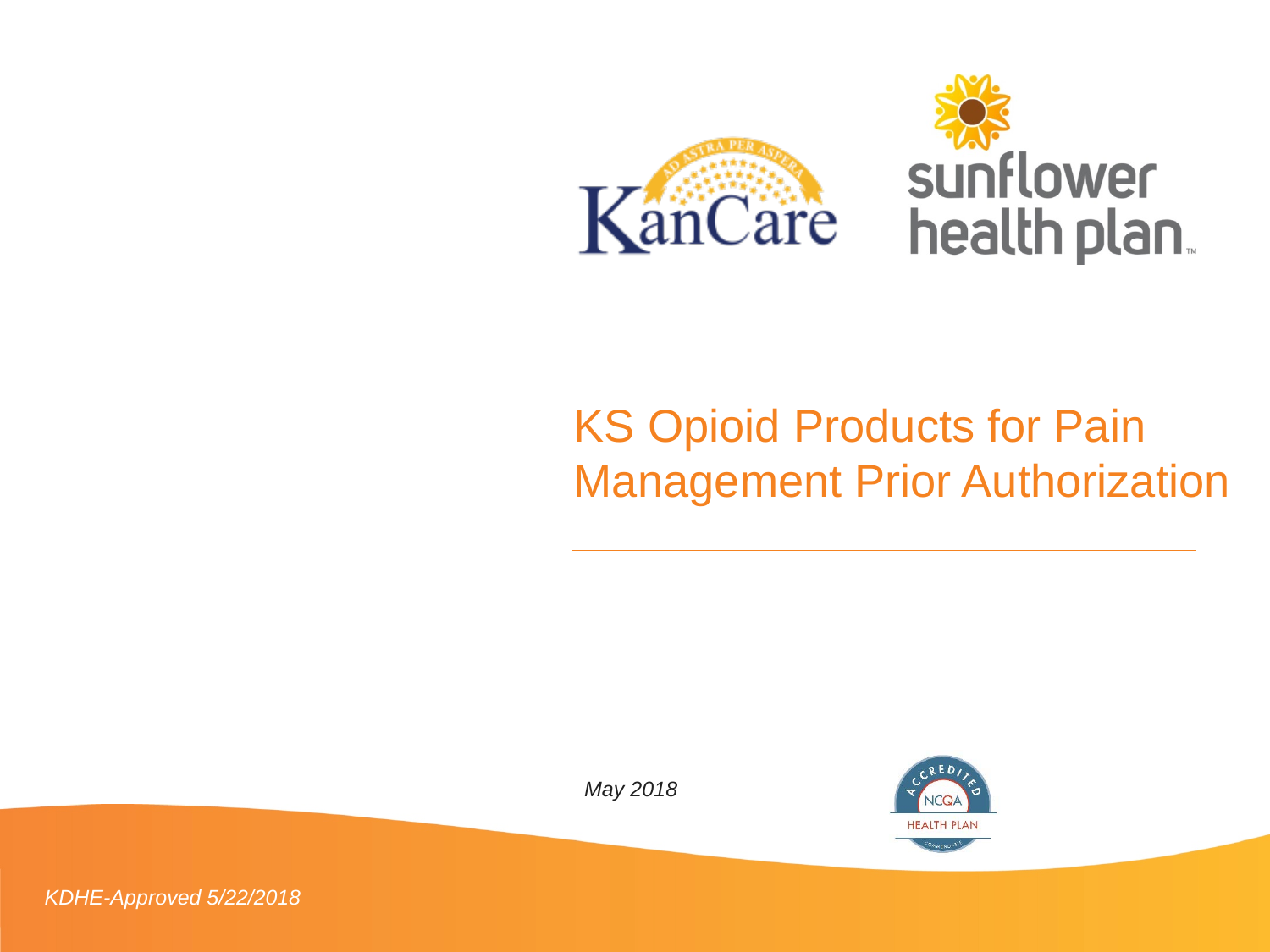# KS Opioid Products for Pain Management Prior Authorization

*May 2018*

*KDHE-Approved 5/22/2018*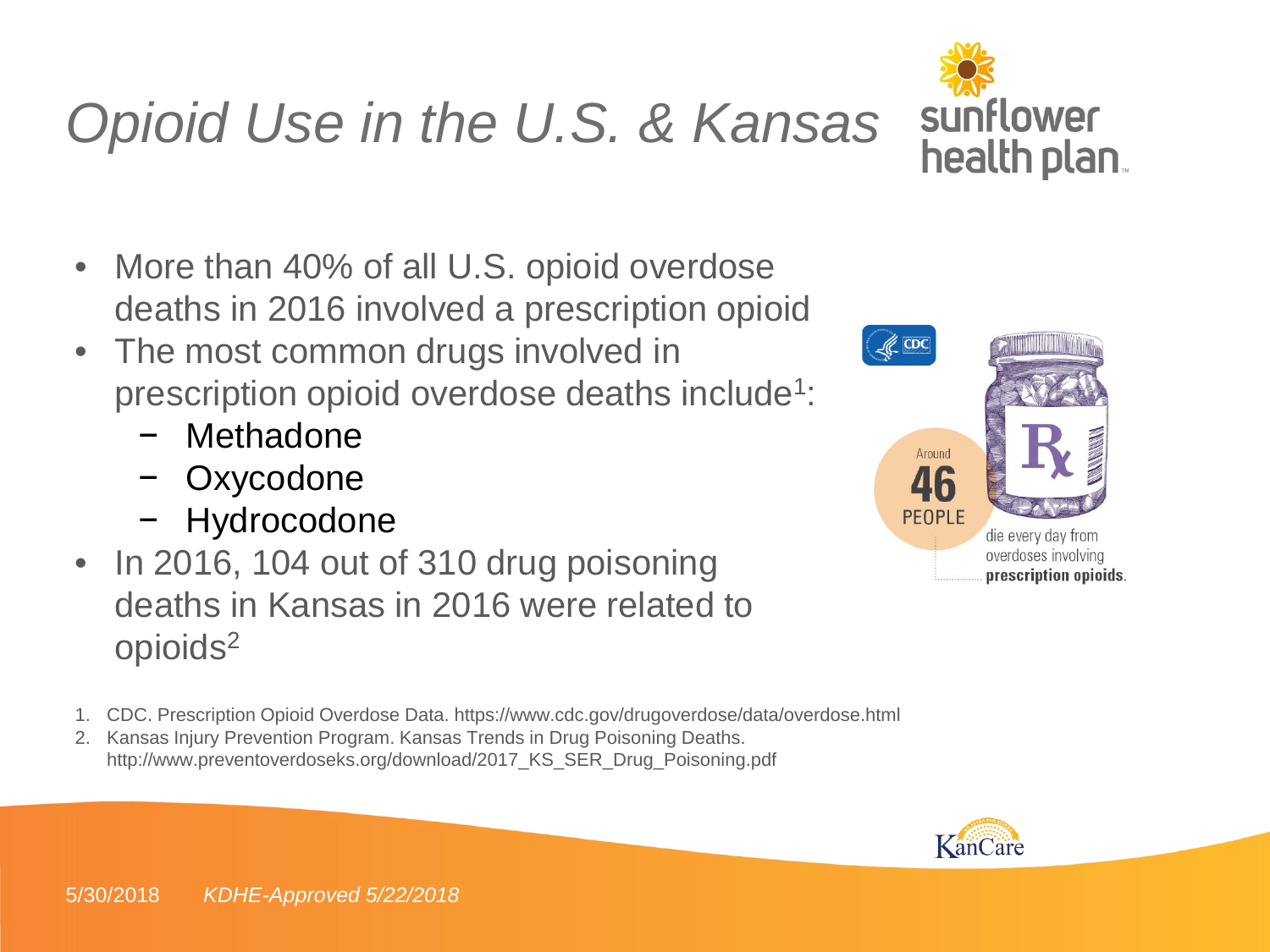# *Opioid Use in the U.S. & Kansas*

- More than 40% of all U.S. opioid overdose deaths in 2016 involved a prescription opioid
- The most common drugs involved in prescription opioid overdose deaths include[1]:
  - Methadone
  - Oxycodone
  - Hydrocodone
- In 2016, 104 out of 310 drug poisoning deaths in Kansas in 2016 were related to opioids[2]

Around **46** PEOPLE die every day from overdoses involving **prescription opioids.**

1. CDC. Prescription Opioid Overdose Data. https://www.cdc.gov/drugoverdose/data/overdose.html
2. Kansas Injury Prevention Program. Kansas Trends in Drug Poisoning Deaths. http://www.preventoverdoseks.org/download/2017_KS_SER_Drug_Poisoning.pdf

5/30/2018 *KDHE-Approved 5/22/2018*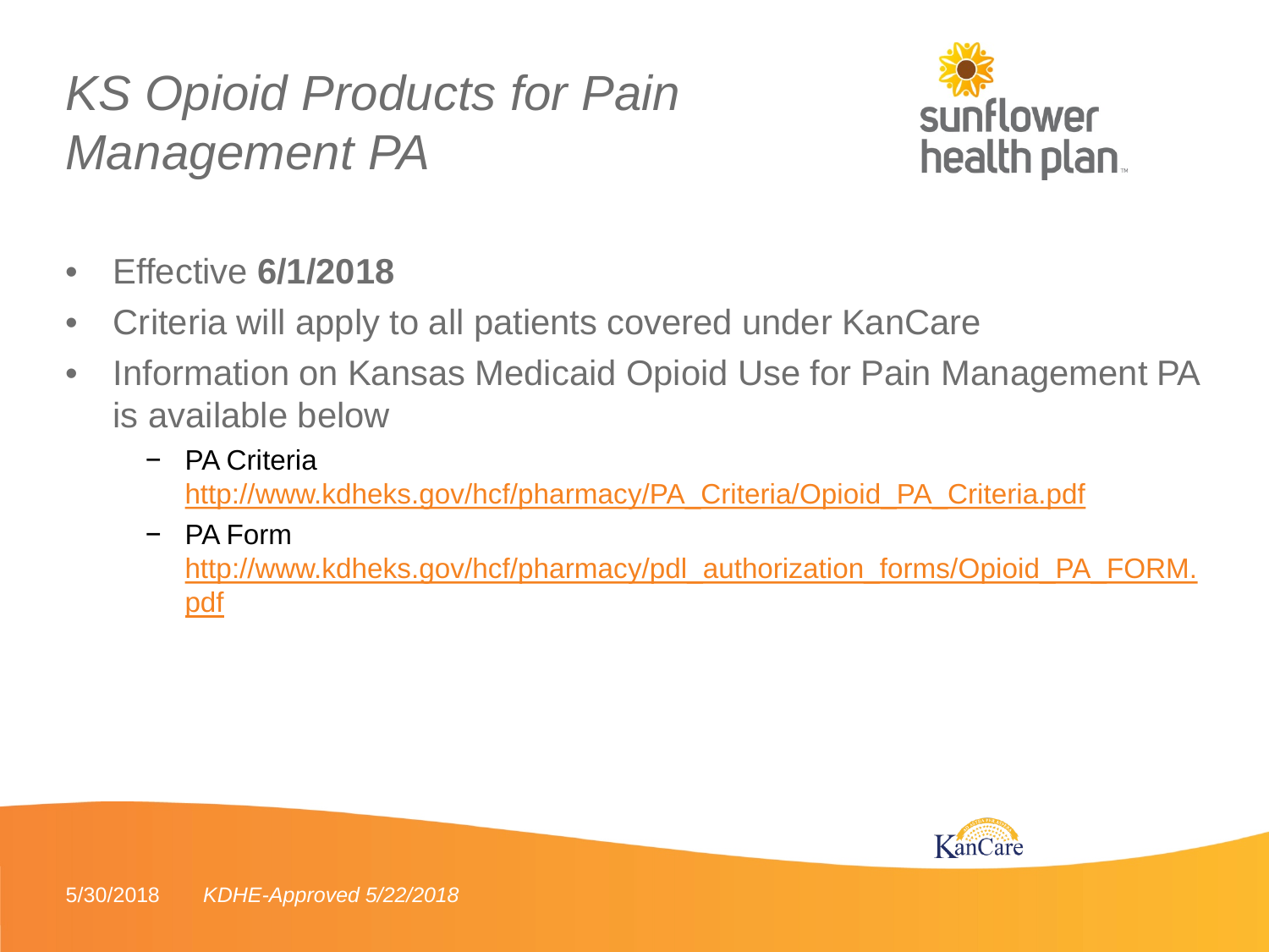# *KS Opioid Products for Pain Management PA*

- Effective **6/1/2018**
- Criteria will apply to all patients covered under KanCare
- Information on Kansas Medicaid Opioid Use for Pain Management PA is available below
  - PA Criteria
    http://www.kdheks.gov/hcf/pharmacy/PA_Criteria/Opioid_PA_Criteria.pdf
  - PA Form
    http://www.kdheks.gov/hcf/pharmacy/pdl_authorization_forms/Opioid_PA_FORM.pdf

*KDHE-Approved 5/22/2018*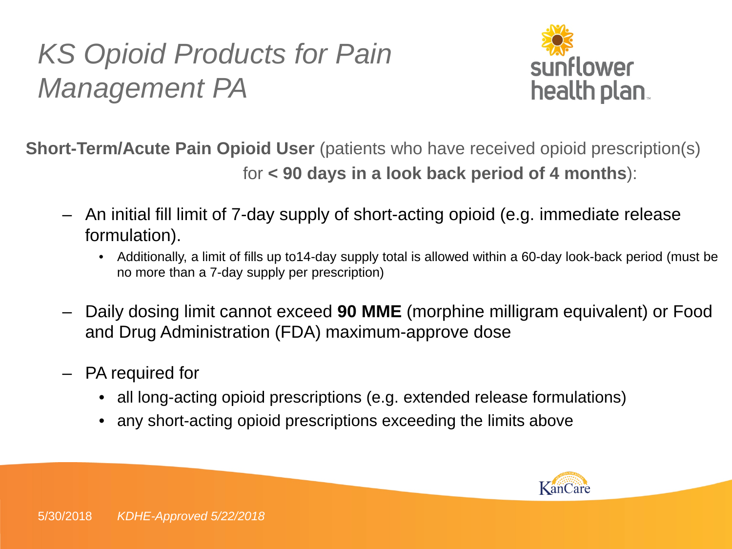# KS Opioid Products for Pain Management PA

**Short-Term/Acute Pain Opioid User** (patients who have received opioid prescription(s) for **< 90 days in a look back period of 4 months**):

- An initial fill limit of 7-day supply of short-acting opioid (e.g. immediate release formulation).
  - Additionally, a limit of fills up to14-day supply total is allowed within a 60-day look-back period (must be no more than a 7-day supply per prescription)
- Daily dosing limit cannot exceed **90 MME** (morphine milligram equivalent) or Food and Drug Administration (FDA) maximum-approve dose
- PA required for
  - all long-acting opioid prescriptions (e.g. extended release formulations)
  - any short-acting opioid prescriptions exceeding the limits above

5/30/2018 *KDHE-Approved 5/22/2018*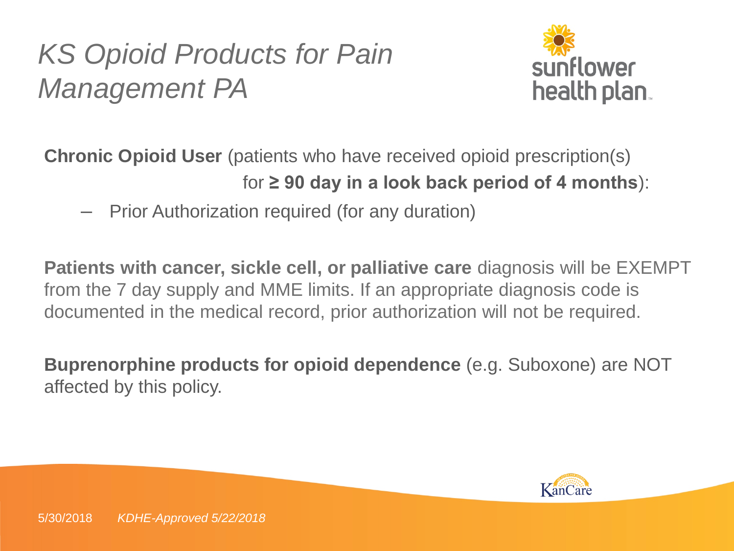# *KS Opioid Products for Pain Management PA*

**Chronic Opioid User** (patients who have received opioid prescription(s) for **≥ 90 day in a look back period of 4 months**):

- Prior Authorization required (for any duration)

**Patients with cancer, sickle cell, or palliative care** diagnosis will be EXEMPT from the 7 day supply and MME limits. If an appropriate diagnosis code is documented in the medical record, prior authorization will not be required.

**Buprenorphine products for opioid dependence** (e.g. Suboxone) are NOT affected by this policy.

5/30/2018 *KDHE-Approved 5/22/2018*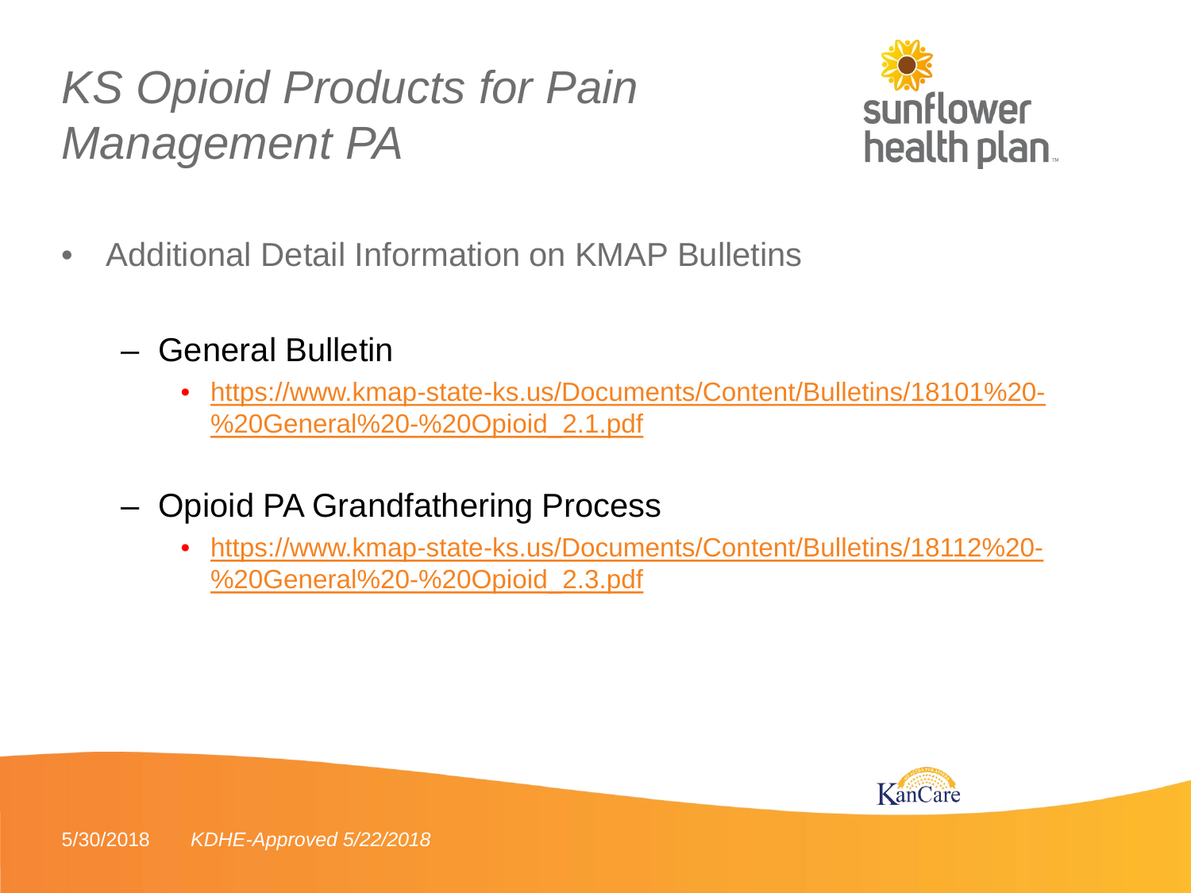# *KS Opioid Products for Pain Management PA*

- Additional Detail Information on KMAP Bulletins
  - General Bulletin
    - https://www.kmap-state-ks.us/Documents/Content/Bulletins/18101%20-%20General%20-%20Opioid_2.1.pdf
  - Opioid PA Grandfathering Process
    - https://www.kmap-state-ks.us/Documents/Content/Bulletins/18112%20-%20General%20-%20Opioid_2.3.pdf

5/30/2018 *KDHE-Approved 5/22/2018*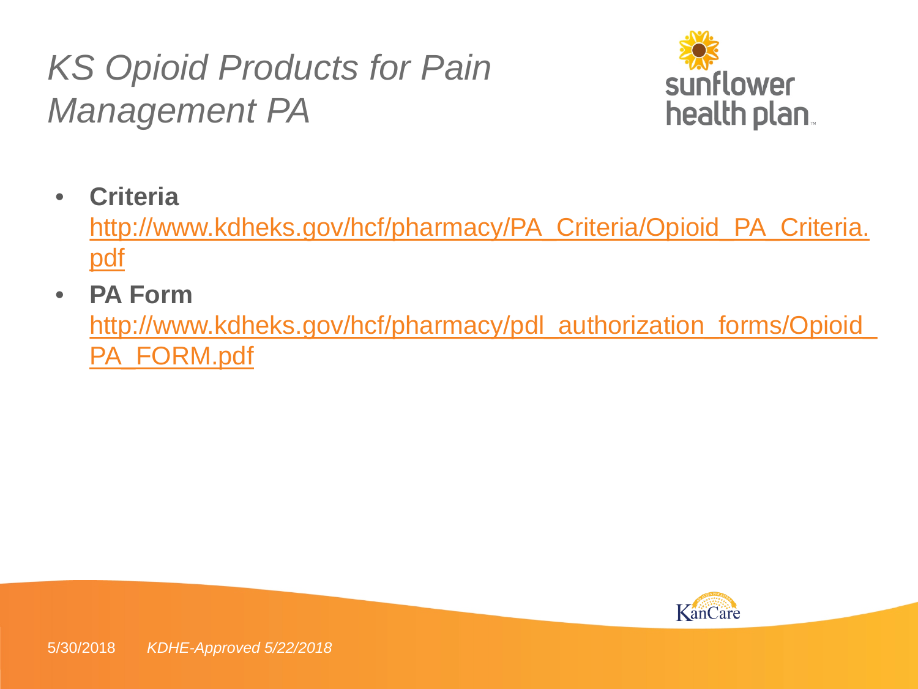# *KS Opioid Products for Pain Management PA*

- **Criteria** [http://www.kdheks.gov/hcf/pharmacy/PA_Criteria/Opioid_PA_Criteria.pdf](http://www.kdheks.gov/hcf/pharmacy/PA_Criteria/Opioid_PA_Criteria.pdf)
- **PA Form** [http://www.kdheks.gov/hcf/pharmacy/pdl_authorization_forms/Opioid_PA_FORM.pdf](http://www.kdheks.gov/hcf/pharmacy/pdl_authorization_forms/Opioid_PA_FORM.pdf)

5/30/2018 *KDHE-Approved 5/22/2018*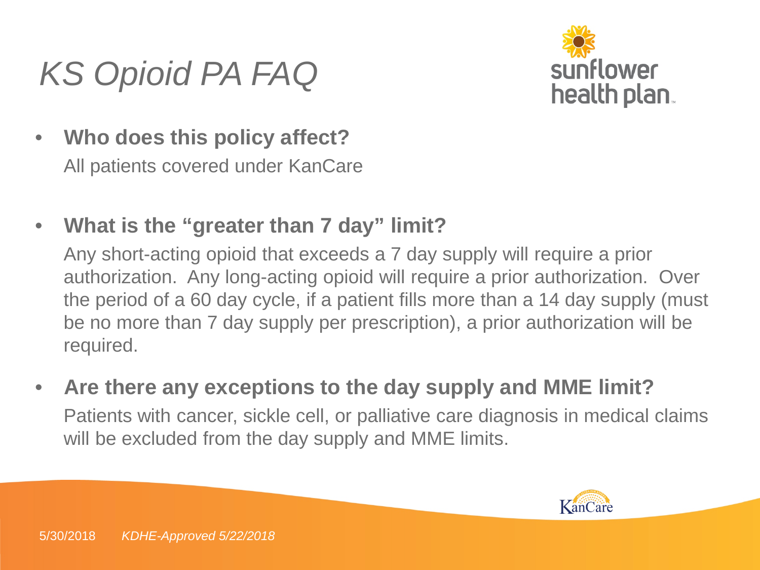# KS Opioid PA FAQ

- **Who does this policy affect?**

  All patients covered under KanCare

- **What is the "greater than 7 day" limit?**

  Any short-acting opioid that exceeds a 7 day supply will require a prior authorization. Any long-acting opioid will require a prior authorization. Over the period of a 60 day cycle, if a patient fills more than a 14 day supply (must be no more than 7 day supply per prescription), a prior authorization will be required.

- **Are there any exceptions to the day supply and MME limit?**

  Patients with cancer, sickle cell, or palliative care diagnosis in medical claims will be excluded from the day supply and MME limits.

5/30/2018 *KDHE-Approved 5/22/2018*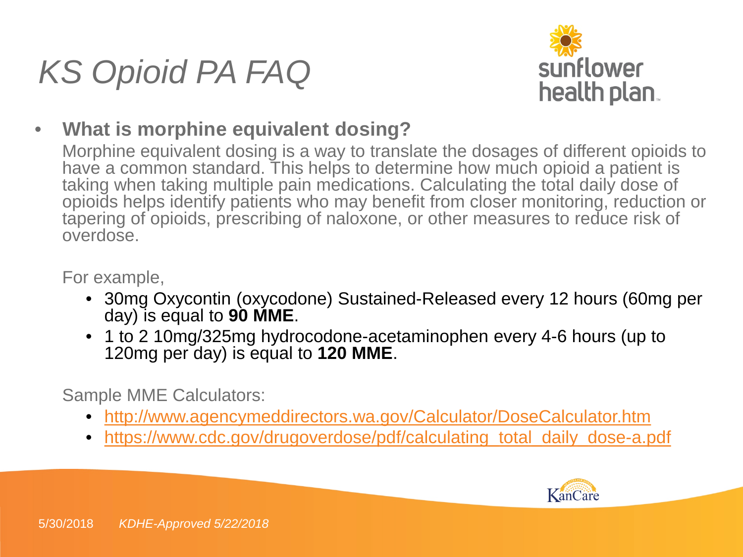# KS Opioid PA FAQ

- **What is morphine equivalent dosing?**

  Morphine equivalent dosing is a way to translate the dosages of different opioids to have a common standard. This helps to determine how much opioid a patient is taking when taking multiple pain medications. Calculating the total daily dose of opioids helps identify patients who may benefit from closer monitoring, reduction or tapering of opioids, prescribing of naloxone, or other measures to reduce risk of overdose.

  For example,

  - 30mg Oxycontin (oxycodone) Sustained-Released every 12 hours (60mg per day) is equal to **90 MME**.
  - 1 to 2 10mg/325mg hydrocodone-acetaminophen every 4-6 hours (up to 120mg per day) is equal to **120 MME**.

  Sample MME Calculators:

  - [http://www.agencymeddirectors.wa.gov/Calculator/DoseCalculator.htm](http://www.agencymeddirectors.wa.gov/Calculator/DoseCalculator.htm)
  - [https://www.cdc.gov/drugoverdose/pdf/calculating_total_daily_dose-a.pdf](https://www.cdc.gov/drugoverdose/pdf/calculating_total_daily_dose-a.pdf)

5/30/2018 *KDHE-Approved 5/22/2018*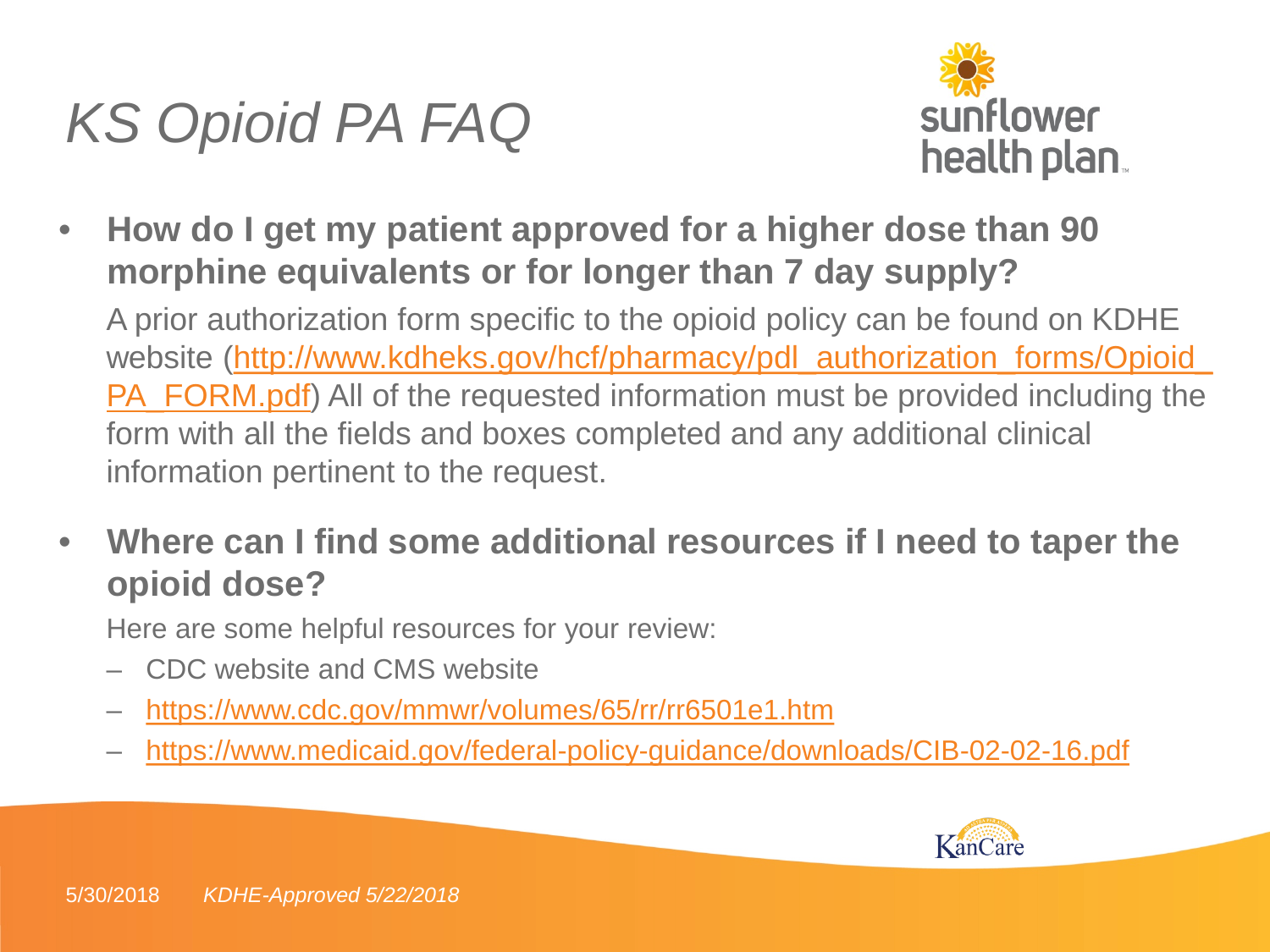# KS Opioid PA FAQ

- **How do I get my patient approved for a higher dose than 90 morphine equivalents or for longer than 7 day supply?**

  A prior authorization form specific to the opioid policy can be found on KDHE website (http://www.kdheks.gov/hcf/pharmacy/pdl_authorization_forms/Opioid_PA_FORM.pdf) All of the requested information must be provided including the form with all the fields and boxes completed and any additional clinical information pertinent to the request.

- **Where can I find some additional resources if I need to taper the opioid dose?**

  Here are some helpful resources for your review:

  - CDC website and CMS website
  - https://www.cdc.gov/mmwr/volumes/65/rr/rr6501e1.htm
  - https://www.medicaid.gov/federal-policy-guidance/downloads/CIB-02-02-16.pdf

5/30/2018 *KDHE-Approved 5/22/2018*